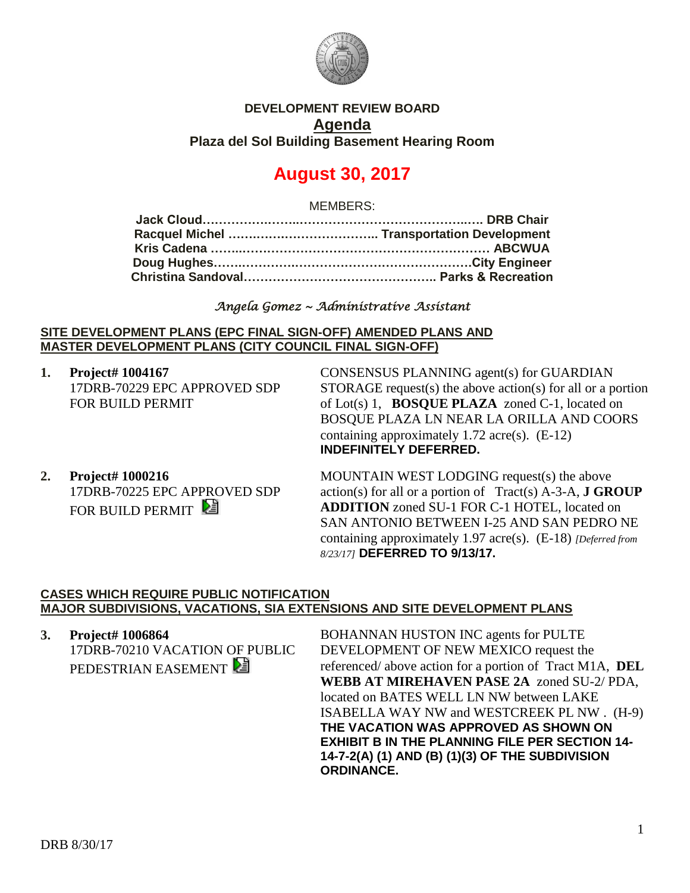**DEVELOPMENT REVIEW BOARD**

# Agenda

**Plaza del Sol Building Basement Hearing Room**

## August 30, 2017

MEMBERS:

**Jack Cloud………………………………………………………….. DRB Chair**
**Racquel Michel ……………………………… Transportation Development**
**Kris Cadena ……………………………………………………… ABCWUA**
**Doug Hughes………………………………………………………City Engineer**
**Christina Sandoval……………………………………….. Parks & Recreation**

*Angela Gomez ~ Administrative Assistant*

**SITE DEVELOPMENT PLANS (EPC FINAL SIGN-OFF) AMENDED PLANS AND MASTER DEVELOPMENT PLANS (CITY COUNCIL FINAL SIGN-OFF)**

1. **Project# 1004167**
   17DRB-70229 EPC APPROVED SDP FOR BUILD PERMIT

   CONSENSUS PLANNING agent(s) for GUARDIAN STORAGE request(s) the above action(s) for all or a portion of Lot(s) 1, **BOSQUE PLAZA** zoned C-1, located on BOSQUE PLAZA LN NEAR LA ORILLA AND COORS containing approximately 1.72 acre(s). (E-12)
   **INDEFINITELY DEFERRED.**

2. **Project# 1000216**
   17DRB-70225 EPC APPROVED SDP FOR BUILD PERMIT

   MOUNTAIN WEST LODGING request(s) the above action(s) for all or a portion of Tract(s) A-3-A, **J GROUP ADDITION** zoned SU-1 FOR C-1 HOTEL, located on SAN ANTONIO BETWEEN I-25 AND SAN PEDRO NE containing approximately 1.97 acre(s). (E-18) *[Deferred from 8/23/17]* **DEFERRED TO 9/13/17.**

**CASES WHICH REQUIRE PUBLIC NOTIFICATION**
**MAJOR SUBDIVISIONS, VACATIONS, SIA EXTENSIONS AND SITE DEVELOPMENT PLANS**

3. **Project# 1006864**
   17DRB-70210 VACATION OF PUBLIC PEDESTRIAN EASEMENT

   BOHANNAN HUSTON INC agents for PULTE DEVELOPMENT OF NEW MEXICO request the referenced/ above action for a portion of Tract M1A, **DEL WEBB AT MIREHAVEN PASE 2A** zoned SU-2/ PDA, located on BATES WELL LN NW between LAKE ISABELLA WAY NW and WESTCREEK PL NW . (H-9)
   **THE VACATION WAS APPROVED AS SHOWN ON EXHIBIT B IN THE PLANNING FILE PER SECTION 14-14-7-2(A) (1) AND (B) (1)(3) OF THE SUBDIVISION ORDINANCE.**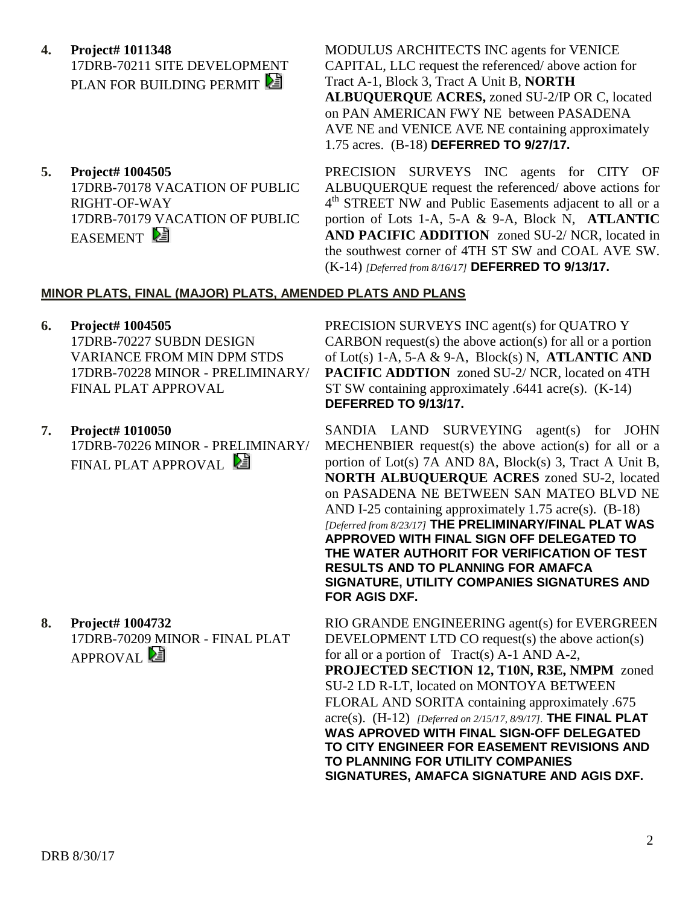4. **Project# 1011348**
17DRB-70211 SITE DEVELOPMENT PLAN FOR BUILDING PERMIT

MODULUS ARCHITECTS INC agents for VENICE CAPITAL, LLC request the referenced/ above action for Tract A-1, Block 3, Tract A Unit B, **NORTH ALBUQUERQUE ACRES,** zoned SU-2/IP OR C, located on PAN AMERICAN FWY NE between PASADENA AVE NE and VENICE AVE NE containing approximately 1.75 acres. (B-18) **DEFERRED TO 9/27/17.**

5. **Project# 1004505**
17DRB-70178 VACATION OF PUBLIC RIGHT-OF-WAY
17DRB-70179 VACATION OF PUBLIC EASEMENT

PRECISION SURVEYS INC agents for CITY OF ALBUQUERQUE request the referenced/ above actions for 4th STREET NW and Public Easements adjacent to all or a portion of Lots 1-A, 5-A & 9-A, Block N, **ATLANTIC AND PACIFIC ADDITION** zoned SU-2/ NCR, located in the southwest corner of 4TH ST SW and COAL AVE SW. (K-14) *[Deferred from 8/16/17]* **DEFERRED TO 9/13/17.**

**MINOR PLATS, FINAL (MAJOR) PLATS, AMENDED PLATS AND PLANS**

6. **Project# 1004505**
17DRB-70227 SUBDN DESIGN VARIANCE FROM MIN DPM STDS
17DRB-70228 MINOR - PRELIMINARY/ FINAL PLAT APPROVAL

PRECISION SURVEYS INC agent(s) for QUATRO Y CARBON request(s) the above action(s) for all or a portion of Lot(s) 1-A, 5-A & 9-A, Block(s) N, **ATLANTIC AND PACIFIC ADDTION** zoned SU-2/ NCR, located on 4TH ST SW containing approximately .6441 acre(s). (K-14) **DEFERRED TO 9/13/17.**

7. **Project# 1010050**
17DRB-70226 MINOR - PRELIMINARY/ FINAL PLAT APPROVAL

SANDIA LAND SURVEYING agent(s) for JOHN MECHENBIER request(s) the above action(s) for all or a portion of Lot(s) 7A AND 8A, Block(s) 3, Tract A Unit B, **NORTH ALBUQUERQUE ACRES** zoned SU-2, located on PASADENA NE BETWEEN SAN MATEO BLVD NE AND I-25 containing approximately 1.75 acre(s). (B-18) *[Deferred from 8/23/17]* **THE PRELIMINARY/FINAL PLAT WAS APPROVED WITH FINAL SIGN OFF DELEGATED TO THE WATER AUTHORIT FOR VERIFICATION OF TEST RESULTS AND TO PLANNING FOR AMAFCA SIGNATURE, UTILITY COMPANIES SIGNATURES AND FOR AGIS DXF.**

8. **Project# 1004732**
17DRB-70209 MINOR - FINAL PLAT APPROVAL

RIO GRANDE ENGINEERING agent(s) for EVERGREEN DEVELOPMENT LTD CO request(s) the above action(s) for all or a portion of Tract(s) A-1 AND A-2, **PROJECTED SECTION 12, T10N, R3E, NMPM** zoned SU-2 LD R-LT, located on MONTOYA BETWEEN FLORAL AND SORITA containing approximately .675 acre(s). (H-12) *[Deferred on 2/15/17, 8/9/17].* **THE FINAL PLAT WAS APROVED WITH FINAL SIGN-OFF DELEGATED TO CITY ENGINEER FOR EASEMENT REVISIONS AND TO PLANNING FOR UTILITY COMPANIES SIGNATURES, AMAFCA SIGNATURE AND AGIS DXF.**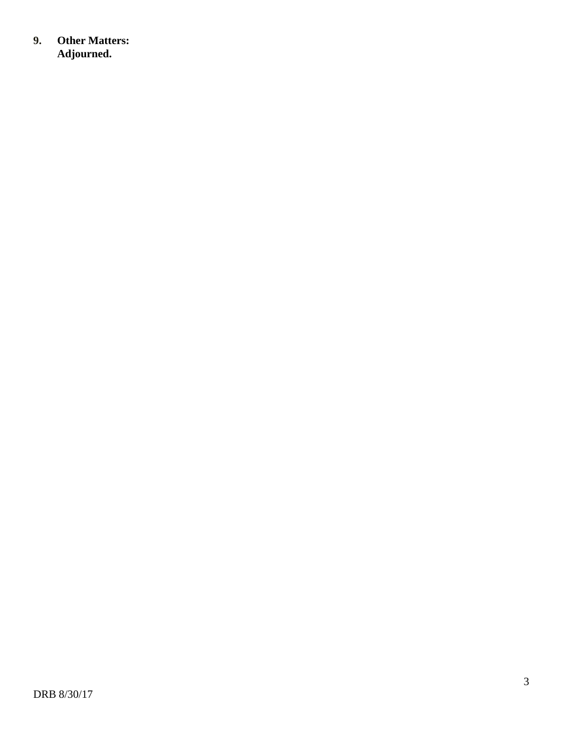**9. Other Matters:**
**Adjourned.**